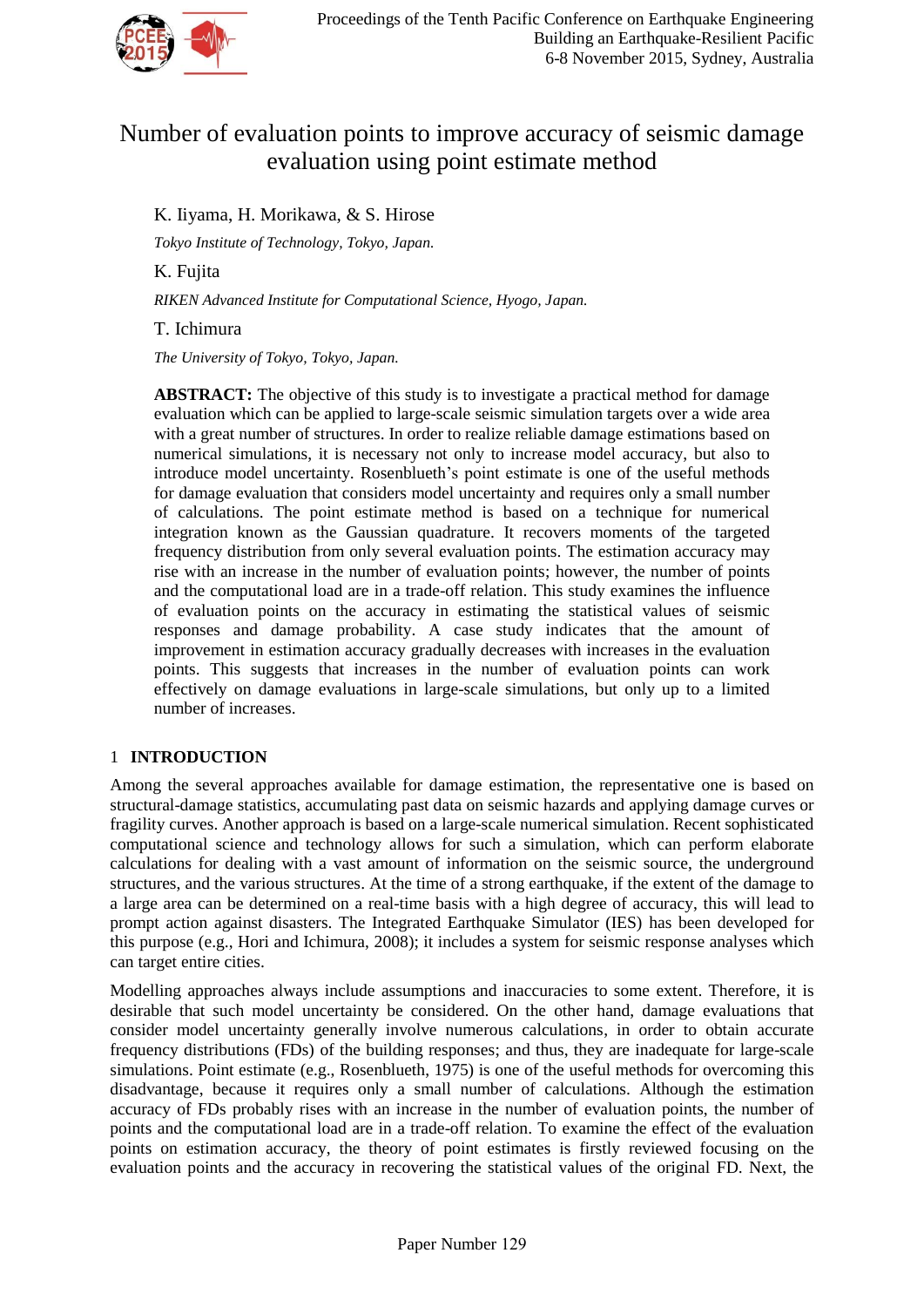# Number of evaluation points to improve accuracy of seismic damage evaluation using point estimate method

K. Iiyama, H. Morikawa, & S. Hirose

*Tokyo Institute of Technology, Tokyo, Japan.*

K. Fujita

*RIKEN Advanced Institute for Computational Science, Hyogo, Japan.*

T. Ichimura

*The University of Tokyo, Tokyo, Japan.*

**ABSTRACT:** The objective of this study is to investigate a practical method for damage evaluation which can be applied to large-scale seismic simulation targets over a wide area with a great number of structures. In order to realize reliable damage estimations based on numerical simulations, it is necessary not only to increase model accuracy, but also to introduce model uncertainty. Rosenblueth's point estimate is one of the useful methods for damage evaluation that considers model uncertainty and requires only a small number of calculations. The point estimate method is based on a technique for numerical integration known as the Gaussian quadrature. It recovers moments of the targeted frequency distribution from only several evaluation points. The estimation accuracy may rise with an increase in the number of evaluation points; however, the number of points and the computational load are in a trade-off relation. This study examines the influence of evaluation points on the accuracy in estimating the statistical values of seismic responses and damage probability. A case study indicates that the amount of improvement in estimation accuracy gradually decreases with increases in the evaluation points. This suggests that increases in the number of evaluation points can work effectively on damage evaluations in large-scale simulations, but only up to a limited number of increases.

## 1 INTRODUCTION

Among the several approaches available for damage estimation, the representative one is based on structural-damage statistics, accumulating past data on seismic hazards and applying damage curves or fragility curves. Another approach is based on a large-scale numerical simulation. Recent sophisticated computational science and technology allows for such a simulation, which can perform elaborate calculations for dealing with a vast amount of information on the seismic source, the underground structures, and the various structures. At the time of a strong earthquake, if the extent of the damage to a large area can be determined on a real-time basis with a high degree of accuracy, this will lead to prompt action against disasters. The Integrated Earthquake Simulator (IES) has been developed for this purpose (e.g., Hori and Ichimura, 2008); it includes a system for seismic response analyses which can target entire cities.

Modelling approaches always include assumptions and inaccuracies to some extent. Therefore, it is desirable that such model uncertainty be considered. On the other hand, damage evaluations that consider model uncertainty generally involve numerous calculations, in order to obtain accurate frequency distributions (FDs) of the building responses; and thus, they are inadequate for large-scale simulations. Point estimate (e.g., Rosenblueth, 1975) is one of the useful methods for overcoming this disadvantage, because it requires only a small number of calculations. Although the estimation accuracy of FDs probably rises with an increase in the number of evaluation points, the number of points and the computational load are in a trade-off relation. To examine the effect of the evaluation points on estimation accuracy, the theory of point estimates is firstly reviewed focusing on the evaluation points and the accuracy in recovering the statistical values of the original FD. Next, the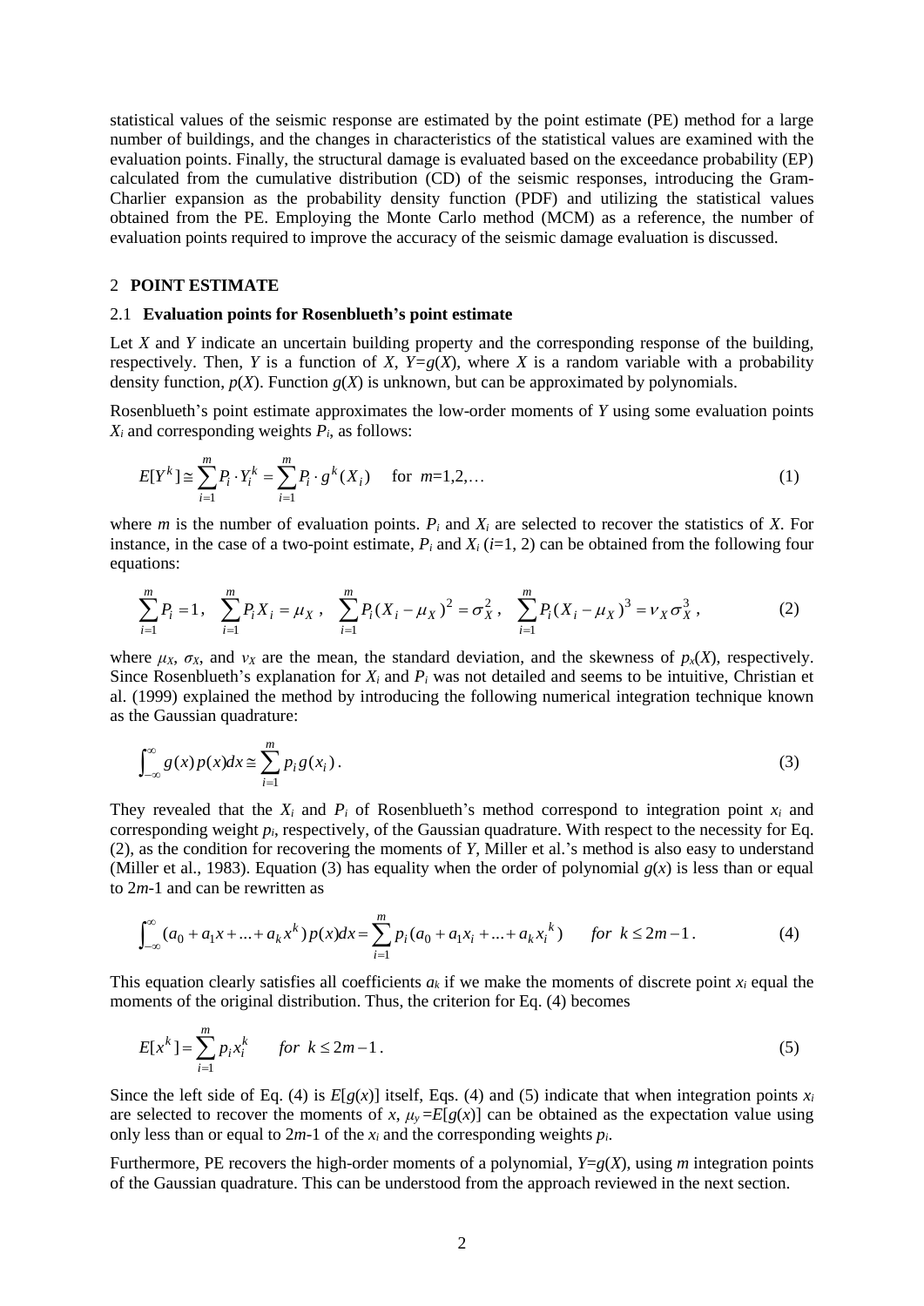statistical values of the seismic response are estimated by the point estimate (PE) method for a large number of buildings, and the changes in characteristics of the statistical values are examined with the evaluation points. Finally, the structural damage is evaluated based on the exceedance probability (EP) calculated from the cumulative distribution (CD) of the seismic responses, introducing the Gram-Charlier expansion as the probability density function (PDF) and utilizing the statistical values obtained from the PE. Employing the Monte Carlo method (MCM) as a reference, the number of evaluation points required to improve the accuracy of the seismic damage evaluation is discussed.

## 2 POINT ESTIMATE

### 2.1 Evaluation points for Rosenblueth's point estimate

Let $X$ and $Y$ indicate an uncertain building property and the corresponding response of the building, respectively. Then, $Y$ is a function of $X$, $Y=g(X)$, where $X$ is a random variable with a probability density function, $p(X)$. Function $g(X)$ is unknown, but can be approximated by polynomials.

Rosenblueth's point estimate approximates the low-order moments of $Y$ using some evaluation points $X_i$ and corresponding weights $P_i$, as follows:

$$E[Y^k] \cong \sum_{i=1}^{m} P_i \cdot Y_i^k = \sum_{i=1}^{m} P_i \cdot g^k(X_i) \quad \text{for } m=1,2,\ldots \tag{1}$$

where $m$ is the number of evaluation points. $P_i$ and $X_i$ are selected to recover the statistics of $X$. For instance, in the case of a two-point estimate, $P_i$ and $X_i$ ($i$=1, 2) can be obtained from the following four equations:

$$\sum_{i=1}^{m} P_i = 1, \quad \sum_{i=1}^{m} P_i X_i = \mu_X, \quad \sum_{i=1}^{m} P_i (X_i - \mu_X)^2 = \sigma_X^2, \quad \sum_{i=1}^{m} P_i (X_i - \mu_X)^3 = \nu_X \sigma_X^3, \tag{2}$$

where $\mu_X$, $\sigma_X$, and $\nu_X$ are the mean, the standard deviation, and the skewness of $p_x(X)$, respectively. Since Rosenblueth's explanation for $X_i$ and $P_i$ was not detailed and seems to be intuitive, Christian et al. (1999) explained the method by introducing the following numerical integration technique known as the Gaussian quadrature:

$$\int_{-\infty}^{\infty} g(x) p(x) dx \cong \sum_{i=1}^{m} p_i g(x_i). \tag{3}$$

They revealed that the $X_i$ and $P_i$ of Rosenblueth's method correspond to integration point $x_i$ and corresponding weight $p_i$, respectively, of the Gaussian quadrature. With respect to the necessity for Eq. (2), as the condition for recovering the moments of $Y$, Miller et al.'s method is also easy to understand (Miller et al., 1983). Equation (3) has equality when the order of polynomial $g(x)$ is less than or equal to $2m$-1 and can be rewritten as

$$\int_{-\infty}^{\infty} (a_0 + a_1 x + \ldots + a_k x^k) p(x) dx = \sum_{i=1}^{m} p_i (a_0 + a_1 x_i + \ldots + a_k {x_i}^k) \qquad \textit{for } k \le 2m-1. \tag{4}$$

This equation clearly satisfies all coefficients $a_k$ if we make the moments of discrete point $x_i$ equal the moments of the original distribution. Thus, the criterion for Eq. (4) becomes

$$E[x^k] = \sum_{i=1}^{m} p_i x_i^k \qquad \textit{for } k \le 2m-1. \tag{5}$$

Since the left side of Eq. (4) is $E[g(x)]$ itself, Eqs. (4) and (5) indicate that when integration points $x_i$ are selected to recover the moments of $x$, $\mu_y = E[g(x)]$ can be obtained as the expectation value using only less than or equal to $2m$-1 of the $x_i$ and the corresponding weights $p_i$.

Furthermore, PE recovers the high-order moments of a polynomial, $Y=g(X)$, using $m$ integration points of the Gaussian quadrature. This can be understood from the approach reviewed in the next section.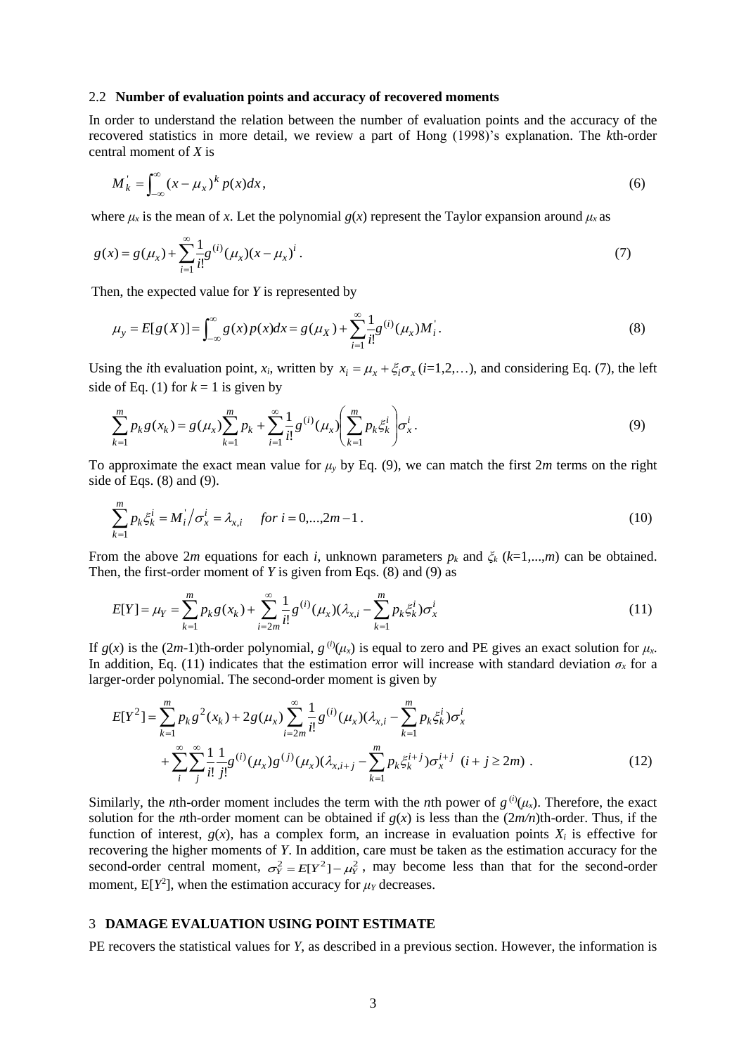### 2.2 **Number of evaluation points and accuracy of recovered moments**

In order to understand the relation between the number of evaluation points and the accuracy of the recovered statistics in more detail, we review a part of Hong (1998)'s explanation. The *k*th-order central moment of *X* is

$$M_k^{'} = \int_{-\infty}^{\infty} (x - \mu_x)^k p(x) dx, \tag{6}$$

where $\mu_x$ is the mean of *x*. Let the polynomial $g(x)$ represent the Taylor expansion around $\mu_x$ as

$$g(x) = g(\mu_x) + \sum_{i=1}^{\infty} \frac{1}{i!} g^{(i)}(\mu_x)(x - \mu_x)^i . \tag{7}$$

Then, the expected value for *Y* is represented by

$$\mu_y = E[g(X)] = \int_{-\infty}^{\infty} g(x) p(x) dx = g(\mu_X) + \sum_{i=1}^{\infty} \frac{1}{i!} g^{(i)}(\mu_x) M_i^{'} . \tag{8}$$

Using the *i*th evaluation point, $x_i$, written by $x_i = \mu_x + \xi_i \sigma_x$ ($i$=1,2,…), and considering Eq. (7), the left side of Eq. (1) for $k$ = 1 is given by

$$\sum_{k=1}^{m} p_k g(x_k) = g(\mu_x) \sum_{k=1}^{m} p_k + \sum_{i=1}^{\infty} \frac{1}{i!} g^{(i)}(\mu_x) \left( \sum_{k=1}^{m} p_k \xi_k^i \right) \sigma_x^i . \tag{9}$$

To approximate the exact mean value for $\mu_y$ by Eq. (9), we can match the first 2*m* terms on the right side of Eqs. (8) and (9).

$$\sum_{k=1}^{m} p_k \xi_k^i = M_i^{'} \big/ \sigma_x^i = \lambda_{x,i} \quad \textit{for } i = 0,...,2m-1 . \tag{10}$$

From the above 2*m* equations for each *i*, unknown parameters $p_k$ and $\xi_k$ ($k$=1,...,$m$) can be obtained. Then, the first-order moment of *Y* is given from Eqs. (8) and (9) as

$$E[Y] = \mu_Y = \sum_{k=1}^{m} p_k g(x_k) + \sum_{i=2m}^{\infty} \frac{1}{i!} g^{(i)}(\mu_x) (\lambda_{x,i} - \sum_{k=1}^{m} p_k \xi_k^i) \sigma_x^i \tag{11}$$

If $g(x)$ is the (2*m*-1)th-order polynomial, $g^{(i)}(\mu_x)$ is equal to zero and PE gives an exact solution for $\mu_x$. In addition, Eq. (11) indicates that the estimation error will increase with standard deviation $\sigma_x$ for a larger-order polynomial. The second-order moment is given by

$$\begin{aligned} E[Y^2] = &\sum_{k=1}^{m} p_k g^2(x_k) + 2g(\mu_x) \sum_{i=2m}^{\infty} \frac{1}{i!} g^{(i)}(\mu_x)(\lambda_{x,i} - \sum_{k=1}^{m} p_k \xi_k^i) \sigma_x^i \\ &+ \sum_{i}^{\infty} \sum_{j}^{\infty} \frac{1}{i!} \frac{1}{j!} g^{(i)}(\mu_x) g^{(j)}(\mu_x) (\lambda_{x,i+j} - \sum_{k=1}^{m} p_k \xi_k^{i+j}) \sigma_x^{i+j} \ \ (i + j \geq 2m) . \end{aligned} \tag{12}$$

Similarly, the *n*th-order moment includes the term with the *n*th power of $g^{(i)}(\mu_x)$. Therefore, the exact solution for the *n*th-order moment can be obtained if $g(x)$ is less than the (2*m/n*)th-order. Thus, if the function of interest, $g(x)$, has a complex form, an increase in evaluation points $X_i$ is effective for recovering the higher moments of *Y*. In addition, care must be taken as the estimation accuracy for the second-order central moment, $\sigma_Y^2 = E[Y^2] - \mu_Y^2$, may become less than that for the second-order moment, E[$Y^2$], when the estimation accuracy for $\mu_Y$ decreases.

## 3 **DAMAGE EVALUATION USING POINT ESTIMATE**

PE recovers the statistical values for *Y*, as described in a previous section. However, the information is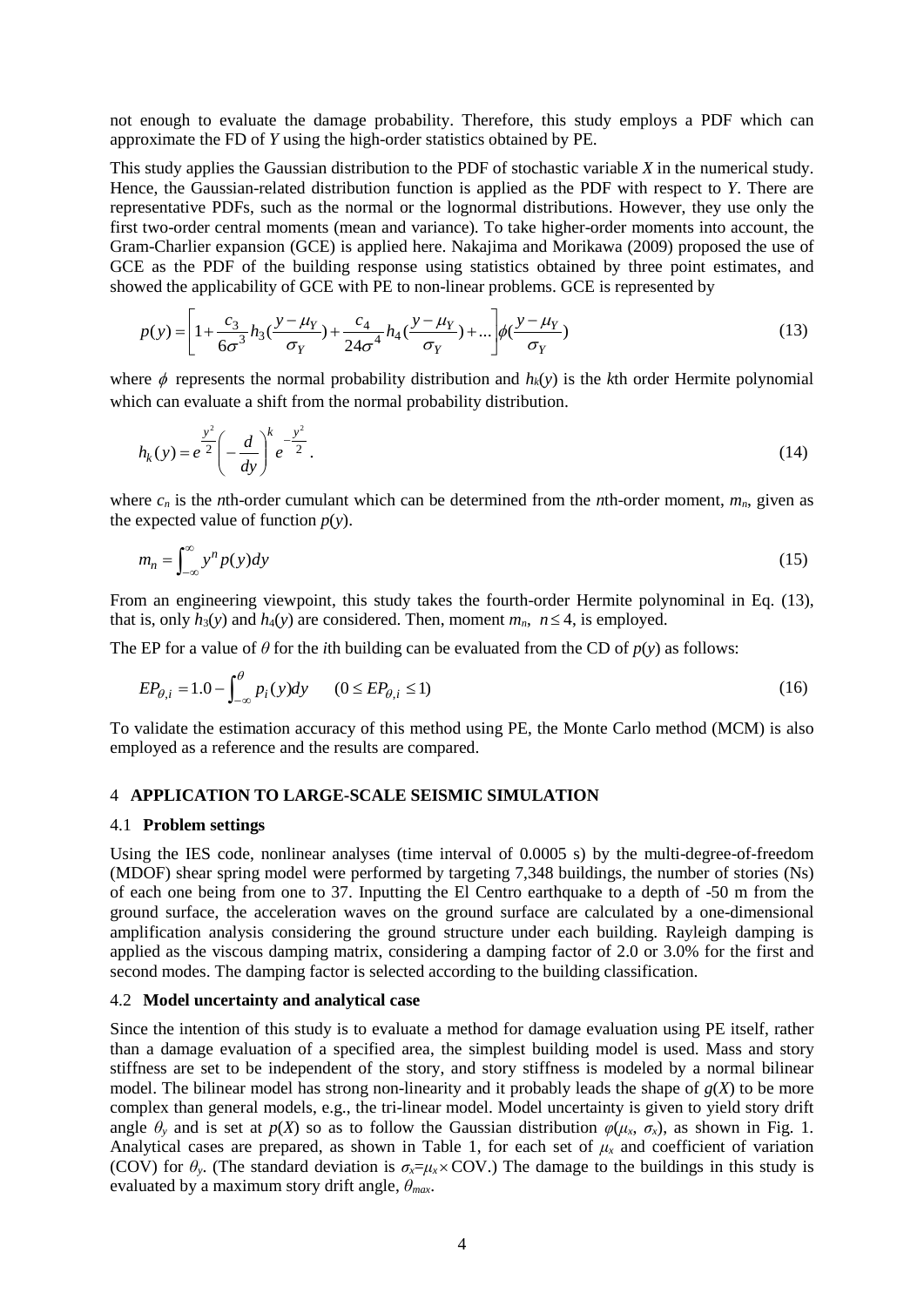not enough to evaluate the damage probability. Therefore, this study employs a PDF which can approximate the FD of *Y* using the high-order statistics obtained by PE.

This study applies the Gaussian distribution to the PDF of stochastic variable *X* in the numerical study. Hence, the Gaussian-related distribution function is applied as the PDF with respect to *Y*. There are representative PDFs, such as the normal or the lognormal distributions. However, they use only the first two-order central moments (mean and variance). To take higher-order moments into account, the Gram-Charlier expansion (GCE) is applied here. Nakajima and Morikawa (2009) proposed the use of GCE as the PDF of the building response using statistics obtained by three point estimates, and showed the applicability of GCE with PE to non-linear problems. GCE is represented by

$$p(y) = \left[ 1 + \frac{c_3}{6\sigma^3} h_3\left(\frac{y-\mu_Y}{\sigma_Y}\right) + \frac{c_4}{24\sigma^4} h_4\left(\frac{y-\mu_Y}{\sigma_Y}\right) + \dots \right] \phi\left(\frac{y-\mu_Y}{\sigma_Y}\right) \tag{13}$$

where $\phi$ represents the normal probability distribution and $h_k(y)$ is the *k*th order Hermite polynomial which can evaluate a shift from the normal probability distribution.

$$h_k(y) = e^{\frac{y^2}{2}} \left( -\frac{d}{dy} \right)^k e^{-\frac{y^2}{2}} . \tag{14}$$

where $c_n$ is the *n*th-order cumulant which can be determined from the *n*th-order moment, $m_n$, given as the expected value of function $p(y)$.

$$m_n = \int_{-\infty}^{\infty} y^n p(y) dy \tag{15}$$

From an engineering viewpoint, this study takes the fourth-order Hermite polynominal in Eq. (13), that is, only $h_3(y)$ and $h_4(y)$ are considered. Then, moment $m_n$, $n \le 4$, is employed.

The EP for a value of $\theta$ for the *i*th building can be evaluated from the CD of $p(y)$ as follows:

$$EP_{\theta,i} = 1.0 - \int_{-\infty}^{\theta} p_i(y) dy \qquad (0 \le EP_{\theta,i} \le 1) \tag{16}$$

To validate the estimation accuracy of this method using PE, the Monte Carlo method (MCM) is also employed as a reference and the results are compared.

## 4 APPLICATION TO LARGE-SCALE SEISMIC SIMULATION

### 4.1 Problem settings

Using the IES code, nonlinear analyses (time interval of 0.0005 s) by the multi-degree-of-freedom (MDOF) shear spring model were performed by targeting 7,348 buildings, the number of stories (Ns) of each one being from one to 37. Inputting the El Centro earthquake to a depth of -50 m from the ground surface, the acceleration waves on the ground surface are calculated by a one-dimensional amplification analysis considering the ground structure under each building. Rayleigh damping is applied as the viscous damping matrix, considering a damping factor of 2.0 or 3.0% for the first and second modes. The damping factor is selected according to the building classification.

### 4.2 Model uncertainty and analytical case

Since the intention of this study is to evaluate a method for damage evaluation using PE itself, rather than a damage evaluation of a specified area, the simplest building model is used. Mass and story stiffness are set to be independent of the story, and story stiffness is modeled by a normal bilinear model. The bilinear model has strong non-linearity and it probably leads the shape of $g(X)$ to be more complex than general models, e.g., the tri-linear model. Model uncertainty is given to yield story drift angle $\theta_y$ and is set at $p(X)$ so as to follow the Gaussian distribution $\varphi(\mu_x, \sigma_x)$, as shown in Fig. 1. Analytical cases are prepared, as shown in Table 1, for each set of $\mu_x$ and coefficient of variation (COV) for $\theta_y$. (The standard deviation is $\sigma_x = \mu_x \times \text{COV}$.) The damage to the buildings in this study is evaluated by a maximum story drift angle, $\theta_{max}$.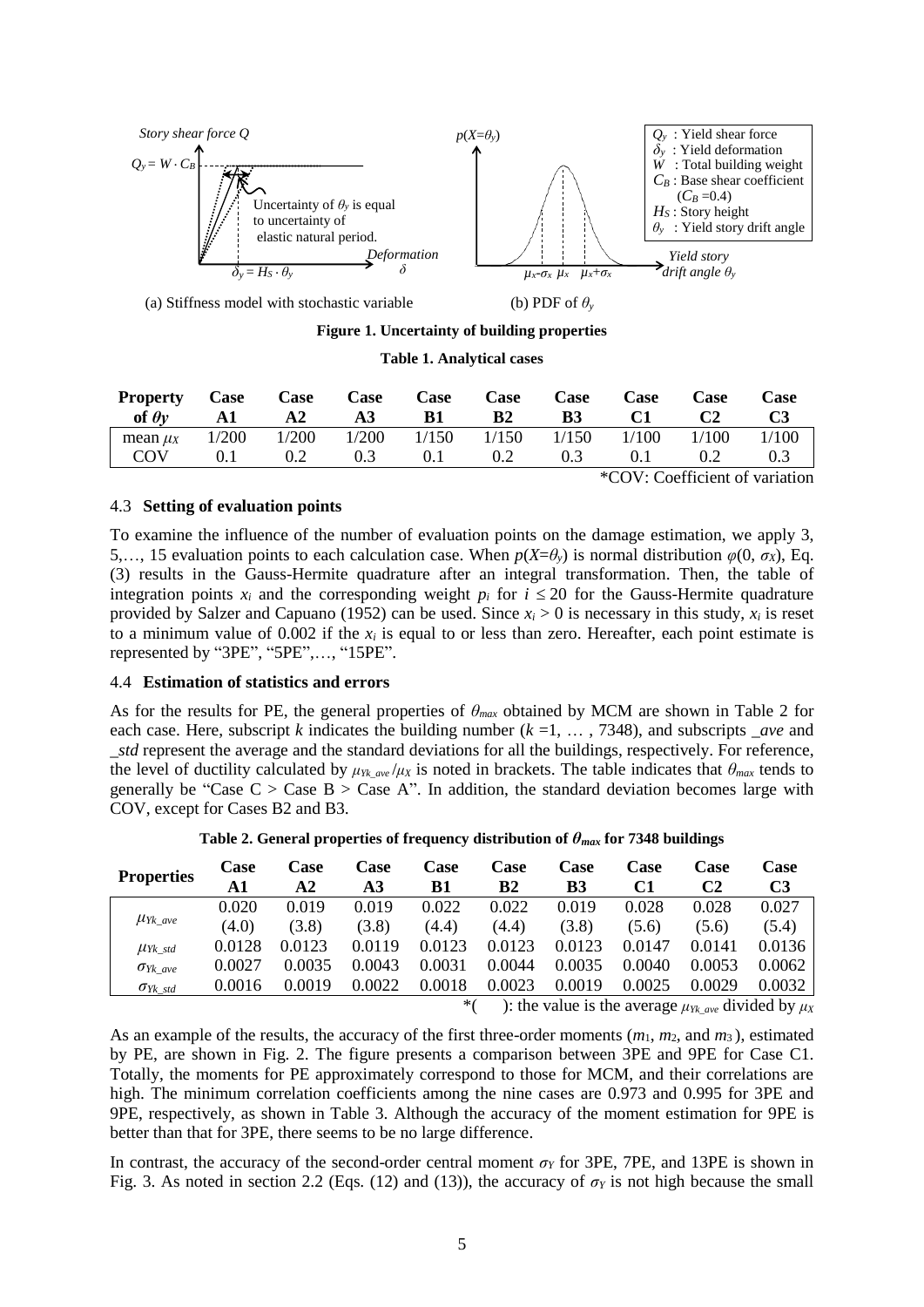Figure 1 consists of two panels with the following legend:

- $Q_y$ : Yield shear force
- $\delta_y$ : Yield deformation
- $W$ : Total building weight
- $C_B$ : Base shear coefficient ($C_B$ =0.4)
- $H_S$ : Story height
- $\theta_y$ : Yield story drift angle

(a) Stiffness model with stochastic variable. The vertical axis is labelled "Story shear force $Q$" and the horizontal axis "Deformation $\delta$". The yield point is marked $Q_y = W \cdot C_B$ and $\delta_y = H_S \cdot \theta_y$. The annotation reads: "Uncertainty of $\theta_y$ is equal to uncertainty of elastic natural period."

(b) PDF of $\theta_y$. The vertical axis is labelled $p(X=\theta_y)$ and the horizontal axis "Yield story drift angle $\theta_y$". The points marked on the horizontal axis are $\mu_X$-$\sigma_X$, $\mu_X$ and $\mu_X$+$\sigma_X$.

**Figure 1. Uncertainty of building properties**

**Table 1. Analytical cases**

| Property of $\theta_y$ | Case A1 | Case A2 | Case A3 | Case B1 | Case B2 | Case B3 | Case C1 | Case C2 | Case C3 |
|---|---|---|---|---|---|---|---|---|---|
| mean $\mu_X$ | 1/200 | 1/200 | 1/200 | 1/150 | 1/150 | 1/150 | 1/100 | 1/100 | 1/100 |
| COV | 0.1 | 0.2 | 0.3 | 0.1 | 0.2 | 0.3 | 0.1 | 0.2 | 0.3 |

*COV: Coefficient of variation

### 4.3 **Setting of evaluation points**

To examine the influence of the number of evaluation points on the damage estimation, we apply 3, 5,…, 15 evaluation points to each calculation case. When $p(X=\theta_y)$ is normal distribution $\varphi(0, \sigma_X)$, Eq. (3) results in the Gauss-Hermite quadrature after an integral transformation. Then, the table of integration points $x_i$ and the corresponding weight $p_i$ for $i \leq 20$ for the Gauss-Hermite quadrature provided by Salzer and Capuano (1952) can be used. Since $x_i > 0$ is necessary in this study, $x_i$ is reset to a minimum value of 0.002 if the $x_i$ is equal to or less than zero. Hereafter, each point estimate is represented by "3PE", "5PE",…, "15PE".

### 4.4 **Estimation of statistics and errors**

As for the results for PE, the general properties of $\theta_{max}$ obtained by MCM are shown in Table 2 for each case. Here, subscript $k$ indicates the building number ($k$ =1, … , 7348), and subscripts *_ave* and *_std* represent the average and the standard deviations for all the buildings, respectively. For reference, the level of ductility calculated by $\mu_{Yk\_ave}/\mu_X$ is noted in brackets. The table indicates that $\theta_{max}$ tends to generally be "Case C > Case B > Case A". In addition, the standard deviation becomes large with COV, except for Cases B2 and B3.

**Table 2. General properties of frequency distribution of $\theta_{max}$ for 7348 buildings**

| Properties | Case A1 | Case A2 | Case A3 | Case B1 | Case B2 | Case B3 | Case C1 | Case C2 | Case C3 |
|---|---|---|---|---|---|---|---|---|---|
| $\mu_{Yk\_ave}$ | 0.020 | 0.019 | 0.019 | 0.022 | 0.022 | 0.019 | 0.028 | 0.028 | 0.027 |
| | (4.0) | (3.8) | (3.8) | (4.4) | (4.4) | (3.8) | (5.6) | (5.6) | (5.4) |
| $\mu_{Yk\_std}$ | 0.0128 | 0.0123 | 0.0119 | 0.0123 | 0.0123 | 0.0123 | 0.0147 | 0.0141 | 0.0136 |
| $\sigma_{Yk\_ave}$ | 0.0027 | 0.0035 | 0.0043 | 0.0031 | 0.0044 | 0.0035 | 0.0040 | 0.0053 | 0.0062 |
| $\sigma_{Yk\_std}$ | 0.0016 | 0.0019 | 0.0022 | 0.0018 | 0.0023 | 0.0019 | 0.0025 | 0.0029 | 0.0032 |

*( ): the value is the average $\mu_{Yk\_ave}$ divided by $\mu_X$

As an example of the results, the accuracy of the first three-order moments ($m_1$, $m_2$, and $m_3$), estimated by PE, are shown in Fig. 2. The figure presents a comparison between 3PE and 9PE for Case C1. Totally, the moments for PE approximately correspond to those for MCM, and their correlations are high. The minimum correlation coefficients among the nine cases are 0.973 and 0.995 for 3PE and 9PE, respectively, as shown in Table 3. Although the accuracy of the moment estimation for 9PE is better than that for 3PE, there seems to be no large difference.

In contrast, the accuracy of the second-order central moment $\sigma_Y$ for 3PE, 7PE, and 13PE is shown in Fig. 3. As noted in section 2.2 (Eqs. (12) and (13)), the accuracy of $\sigma_Y$ is not high because the small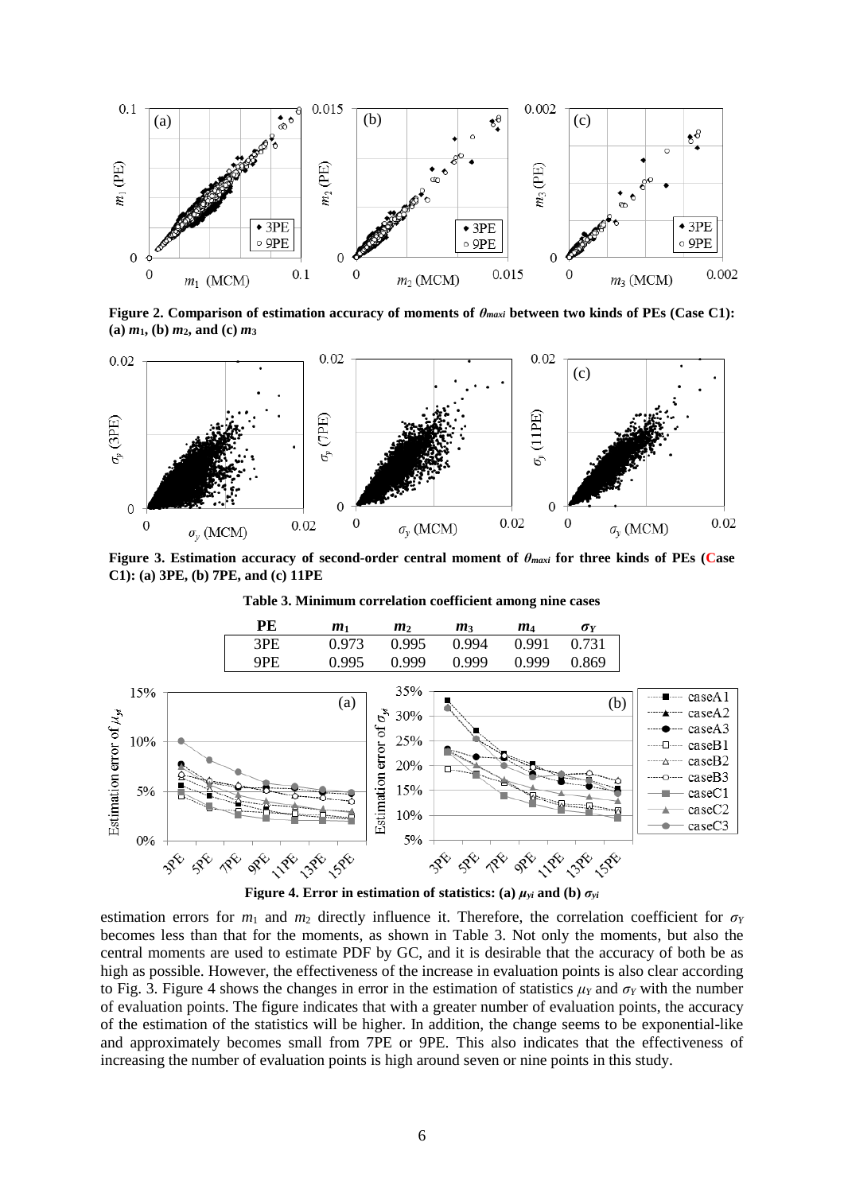**Figure 2. Comparison of estimation accuracy of moments of $\theta_{maxi}$ between two kinds of PEs (Case C1): (a) $m_1$, (b) $m_2$, and (c) $m_3$**

**Figure 3. Estimation accuracy of second-order central moment of $\theta_{maxi}$ for three kinds of PEs (Case C1): (a) 3PE, (b) 7PE, and (c) 11PE**

**Table 3. Minimum correlation coefficient among nine cases**

| PE | $m_1$ | $m_2$ | $m_3$ | $m_4$ | $\sigma_Y$ |
|---|---|---|---|---|---|
| 3PE | 0.973 | 0.995 | 0.994 | 0.991 | 0.731 |
| 9PE | 0.995 | 0.999 | 0.999 | 0.999 | 0.869 |

**Figure 4. Error in estimation of statistics: (a) $\mu_{yi}$ and (b) $\sigma_{yi}$**

estimation errors for $m_1$ and $m_2$ directly influence it. Therefore, the correlation coefficient for $\sigma_Y$ becomes less than that for the moments, as shown in Table 3. Not only the moments, but also the central moments are used to estimate PDF by GC, and it is desirable that the accuracy of both be as high as possible. However, the effectiveness of the increase in evaluation points is also clear according to Fig. 3. Figure 4 shows the changes in error in the estimation of statistics $\mu_Y$ and $\sigma_Y$ with the number of evaluation points. The figure indicates that with a greater number of evaluation points, the accuracy of the estimation of the statistics will be higher. In addition, the change seems to be exponential-like and approximately becomes small from 7PE or 9PE. This also indicates that the effectiveness of increasing the number of evaluation points is high around seven or nine points in this study.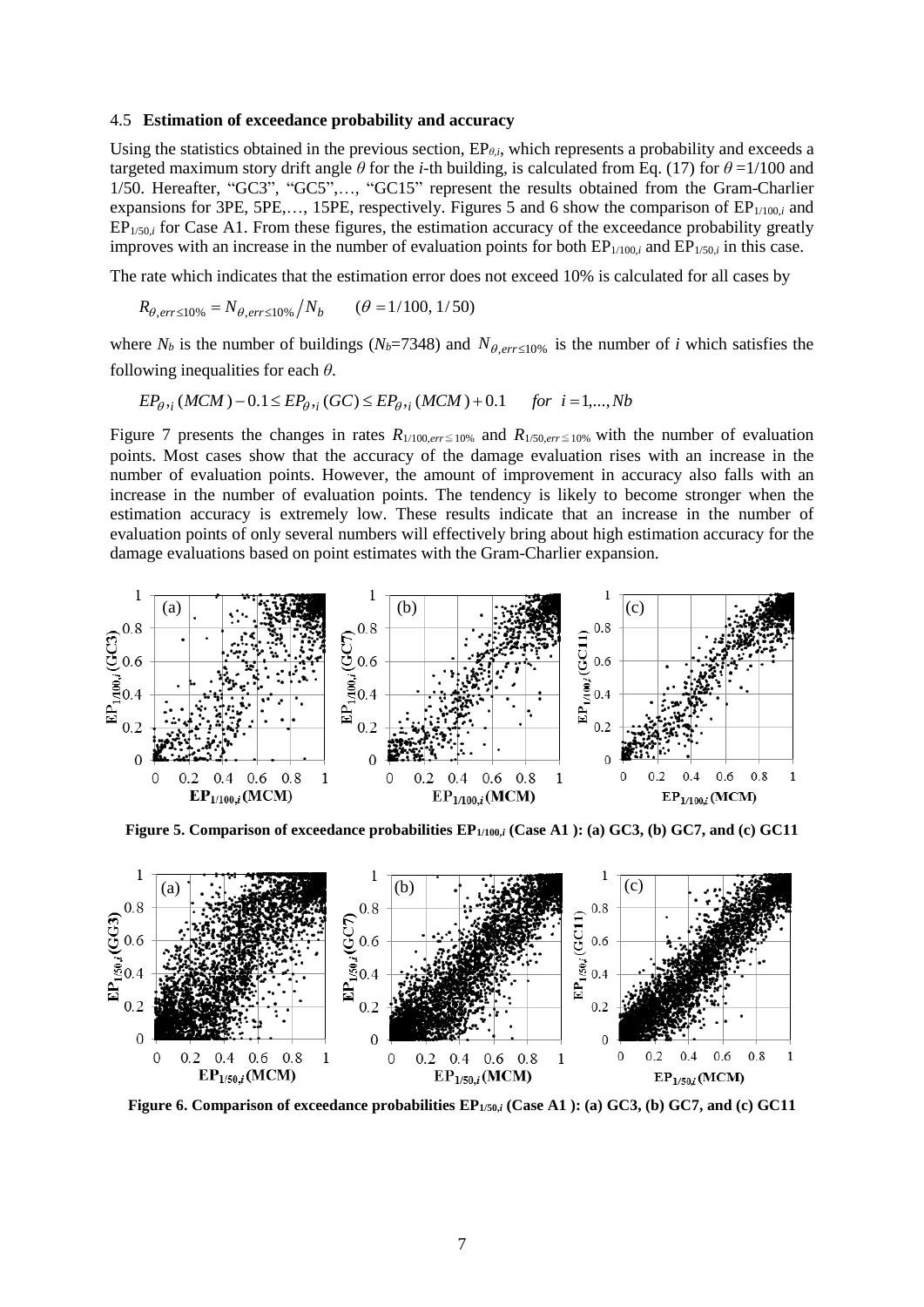### 4.5 Estimation of exceedance probability and accuracy

Using the statistics obtained in the previous section, $EP_{\theta,i}$, which represents a probability and exceeds a targeted maximum story drift angle $\theta$ for the $i$-th building, is calculated from Eq. (17) for $\theta = 1/100$ and 1/50. Hereafter, "GC3", "GC5",…, "GC15" represent the results obtained from the Gram-Charlier expansions for 3PE, 5PE,…, 15PE, respectively. Figures 5 and 6 show the comparison of $EP_{1/100,i}$ and $EP_{1/50,i}$ for Case A1. From these figures, the estimation accuracy of the exceedance probability greatly improves with an increase in the number of evaluation points for both $EP_{1/100,i}$ and $EP_{1/50,i}$ in this case.

The rate which indicates that the estimation error does not exceed 10% is calculated for all cases by

$$R_{\theta,err\leq 10\%} = N_{\theta,err\leq 10\%} / N_b \qquad (\theta = 1/100,\ 1/50)$$

where $N_b$ is the number of buildings ($N_b$=7348) and $N_{\theta,err\leq 10\%}$ is the number of $i$ which satisfies the following inequalities for each $\theta$.

$$EP_{\theta},_i(MCM) - 0.1 \leq EP_{\theta},_i(GC) \leq EP_{\theta},_i(MCM) + 0.1 \qquad for\ \ i = 1,\ldots,Nb$$

Figure 7 presents the changes in rates $R_{1/100,err\leq 10\%}$ and $R_{1/50,err\leq 10\%}$ with the number of evaluation points. Most cases show that the accuracy of the damage evaluation rises with an increase in the number of evaluation points. However, the amount of improvement in accuracy also falls with an increase in the number of evaluation points. The tendency is likely to become stronger when the estimation accuracy is extremely low. These results indicate that an increase in the number of evaluation points of only several numbers will effectively bring about high estimation accuracy for the damage evaluations based on point estimates with the Gram-Charlier expansion.

**Figure 5. Comparison of exceedance probabilities $EP_{1/100,i}$ (Case A1 ): (a) GC3, (b) GC7, and (c) GC11**

**Figure 6. Comparison of exceedance probabilities $EP_{1/50,i}$ (Case A1 ): (a) GC3, (b) GC7, and (c) GC11**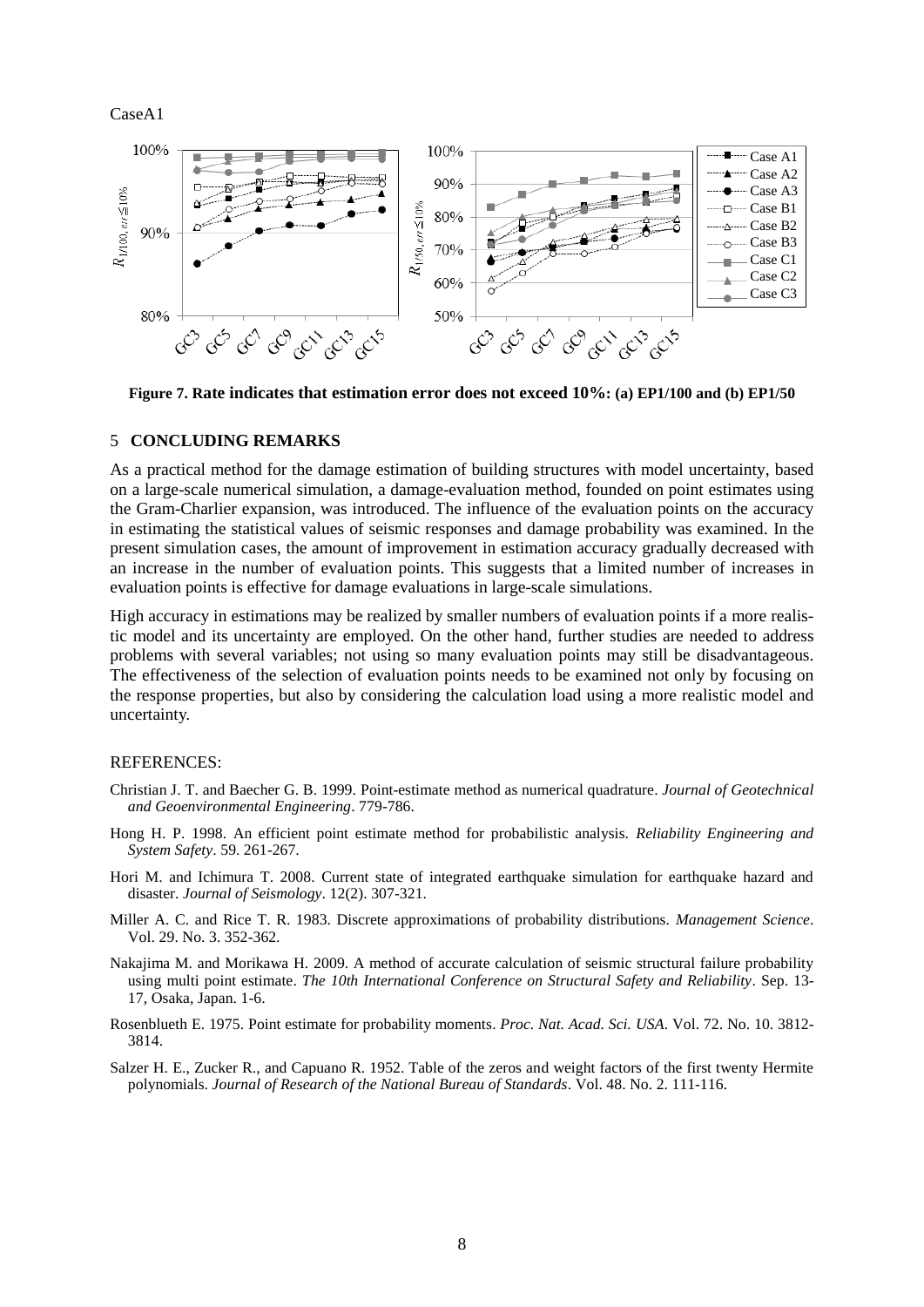CaseA1

100%
90%
80%
$R_{1/100,\, err \leq 10\%}$
GC3 GC5 GC7 GC9 GC11 GC13 GC15

100%
90%
80%
70%
60%
50%
$R_{1/50,\, err \leq 10\%}$
GC3 GC5 GC7 GC9 GC11 GC13 GC15

Case A1
Case A2
Case A3
Case B1
Case B2
Case B3
Case C1
Case C2
Case C3

**Figure 7. Rate indicates that estimation error does not exceed 10%: (a) EP1/100 and (b) EP1/50**

## 5 CONCLUDING REMARKS

As a practical method for the damage estimation of building structures with model uncertainty, based on a large-scale numerical simulation, a damage-evaluation method, founded on point estimates using the Gram-Charlier expansion, was introduced. The influence of the evaluation points on the accuracy in estimating the statistical values of seismic responses and damage probability was examined. In the present simulation cases, the amount of improvement in estimation accuracy gradually decreased with an increase in the number of evaluation points. This suggests that a limited number of increases in evaluation points is effective for damage evaluations in large-scale simulations.

High accuracy in estimations may be realized by smaller numbers of evaluation points if a more realistic model and its uncertainty are employed. On the other hand, further studies are needed to address problems with several variables; not using so many evaluation points may still be disadvantageous. The effectiveness of the selection of evaluation points needs to be examined not only by focusing on the response properties, but also by considering the calculation load using a more realistic model and uncertainty.

REFERENCES:

Christian J. T. and Baecher G. B. 1999. Point-estimate method as numerical quadrature. *Journal of Geotechnical and Geoenvironmental Engineering*. 779-786.

Hong H. P. 1998. An efficient point estimate method for probabilistic analysis. *Reliability Engineering and System Safety*. 59. 261-267.

Hori M. and Ichimura T. 2008. Current state of integrated earthquake simulation for earthquake hazard and disaster. *Journal of Seismology*. 12(2). 307-321.

Miller A. C. and Rice T. R. 1983. Discrete approximations of probability distributions. *Management Science*. Vol. 29. No. 3. 352-362.

Nakajima M. and Morikawa H. 2009. A method of accurate calculation of seismic structural failure probability using multi point estimate. *The 10th International Conference on Structural Safety and Reliability*. Sep. 13-17, Osaka, Japan. 1-6.

Rosenblueth E. 1975. Point estimate for probability moments. *Proc. Nat. Acad. Sci. USA*. Vol. 72. No. 10. 3812-3814.

Salzer H. E., Zucker R., and Capuano R. 1952. Table of the zeros and weight factors of the first twenty Hermite polynomials. *Journal of Research of the National Bureau of Standards*. Vol. 48. No. 2. 111-116.